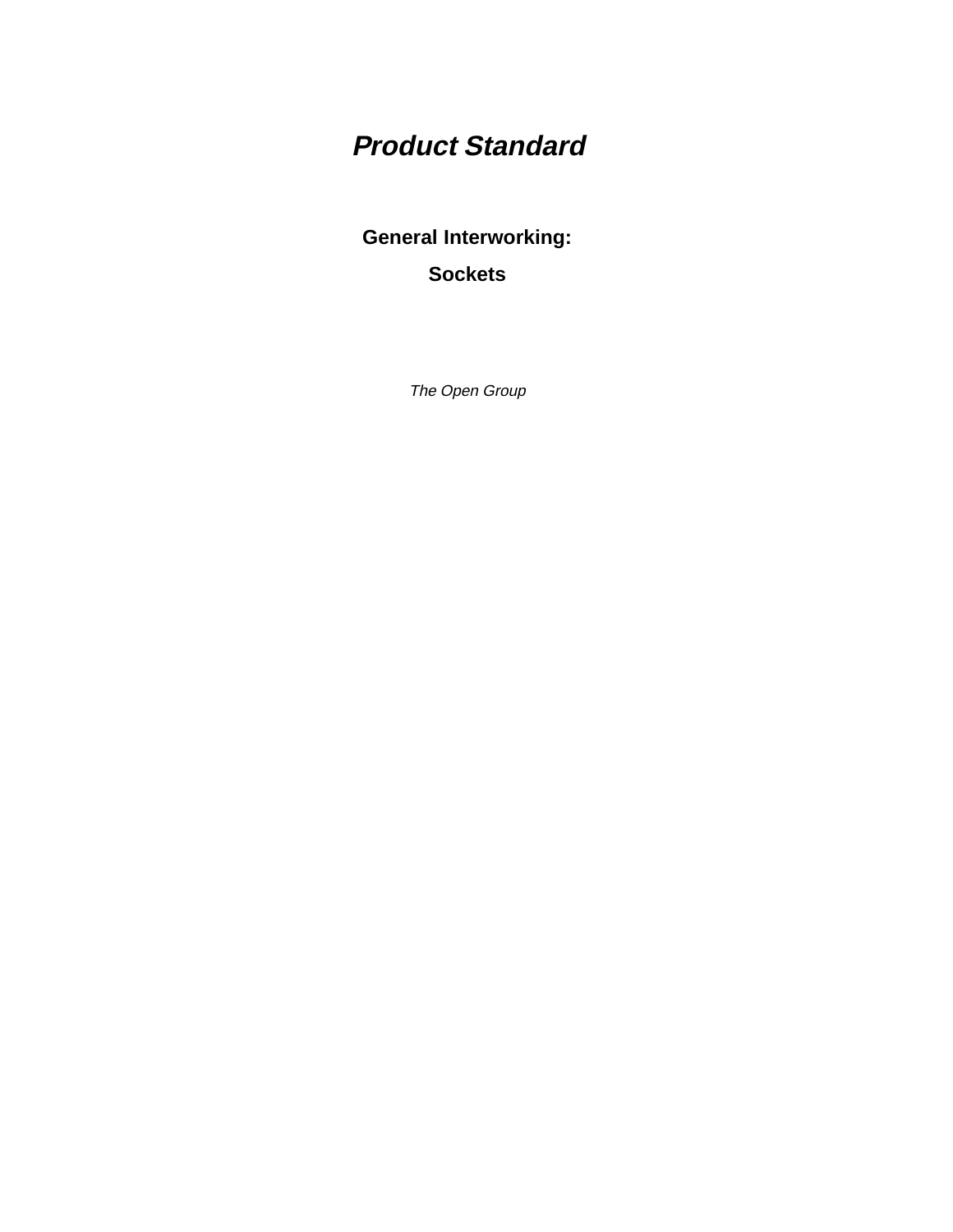# *Product Standard*

## General Interworking:

## Sockets

*The Open Group*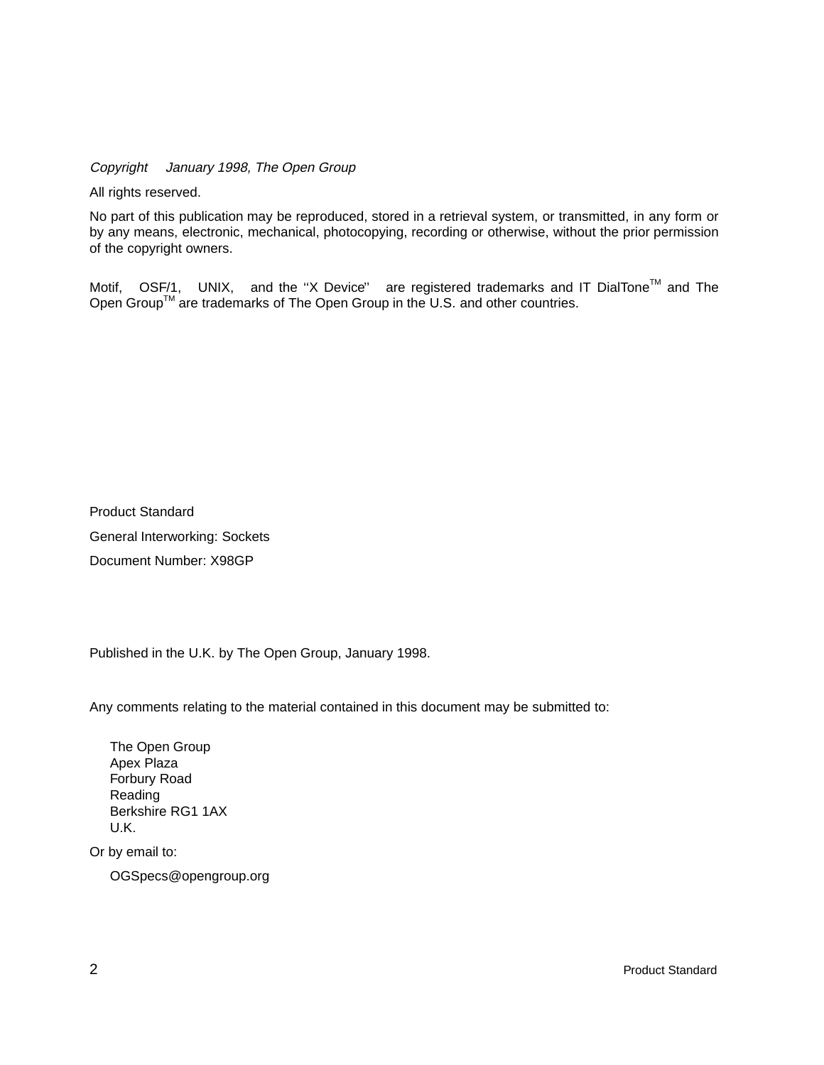*Copyright © January 1998, The Open Group*

All rights reserved.

No part of this publication may be reproduced, stored in a retrieval system, or transmitted, in any form or by any means, electronic, mechanical, photocopying, recording or otherwise, without the prior permission of the copyright owners.

Motif, OSF/1, UNIX, and the ''X Device'' are registered trademarks and IT DialTone™ and The Open Group™ are trademarks of The Open Group in the U.S. and other countries.

Product Standard

General Interworking: Sockets

Document Number: X98GP

Published in the U.K. by The Open Group, January 1998.

Any comments relating to the material contained in this document may be submitted to:

The Open Group
Apex Plaza
Forbury Road
Reading
Berkshire RG1 1AX
U.K.

Or by email to:

OGSpecs@opengroup.org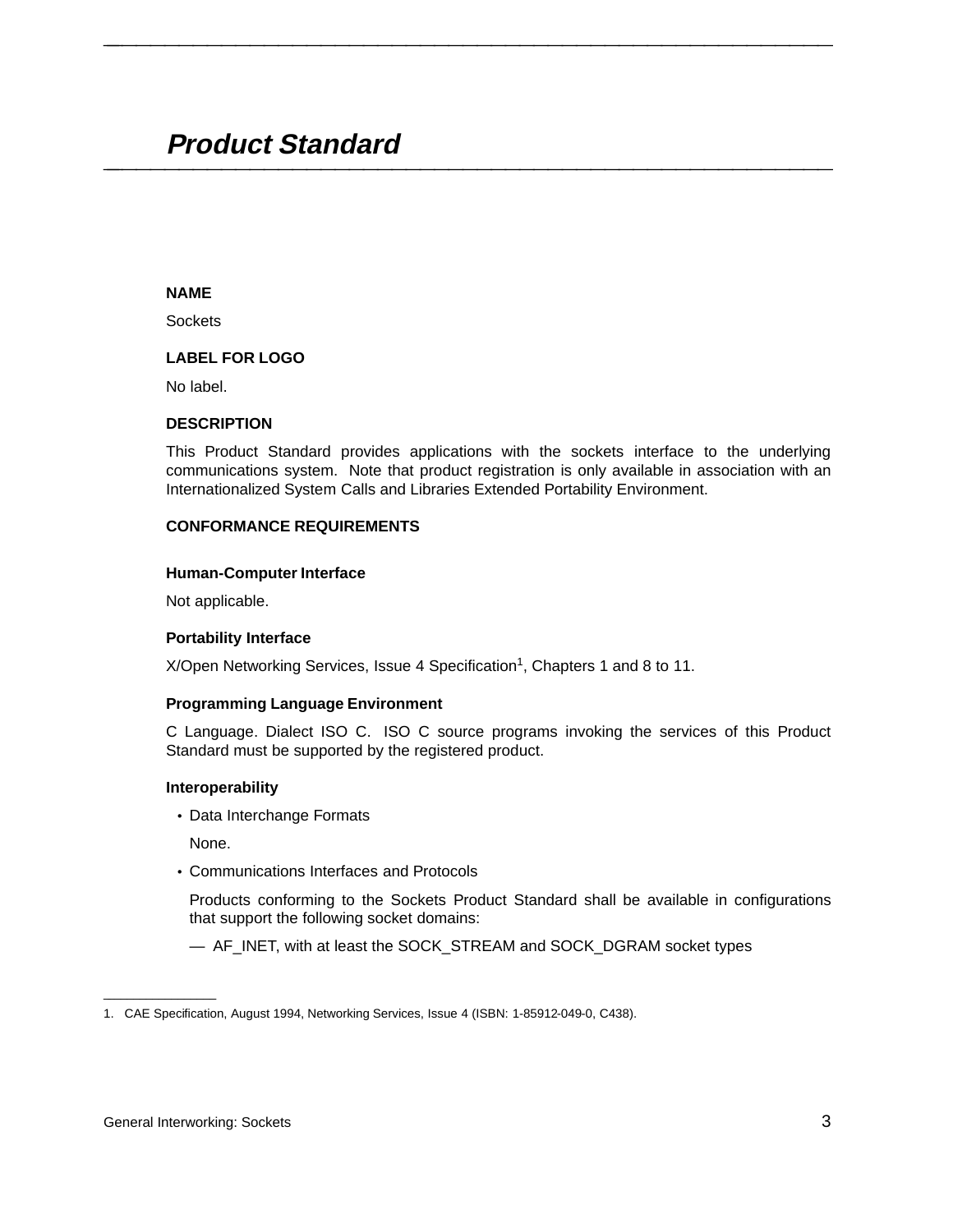# *Product Standard*

**NAME**

Sockets

**LABEL FOR LOGO**

No label.

**DESCRIPTION**

This Product Standard provides applications with the sockets interface to the underlying communications system. Note that product registration is only available in association with an Internationalized System Calls and Libraries Extended Portability Environment.

**CONFORMANCE REQUIREMENTS**

**Human-Computer Interface**

Not applicable.

**Portability Interface**

X/Open Networking Services, Issue 4 Specification[1], Chapters 1 and 8 to 11.

**Programming Language Environment**

C Language. Dialect ISO C. ISO C source programs invoking the services of this Product Standard must be supported by the registered product.

**Interoperability**

- Data Interchange Formats

  None.

- Communications Interfaces and Protocols

  Products conforming to the Sockets Product Standard shall be available in configurations that support the following socket domains:

  — AF_INET, with at least the SOCK_STREAM and SOCK_DGRAM socket types

---

1. CAE Specification, August 1994, Networking Services, Issue 4 (ISBN: 1-85912-049-0, C438).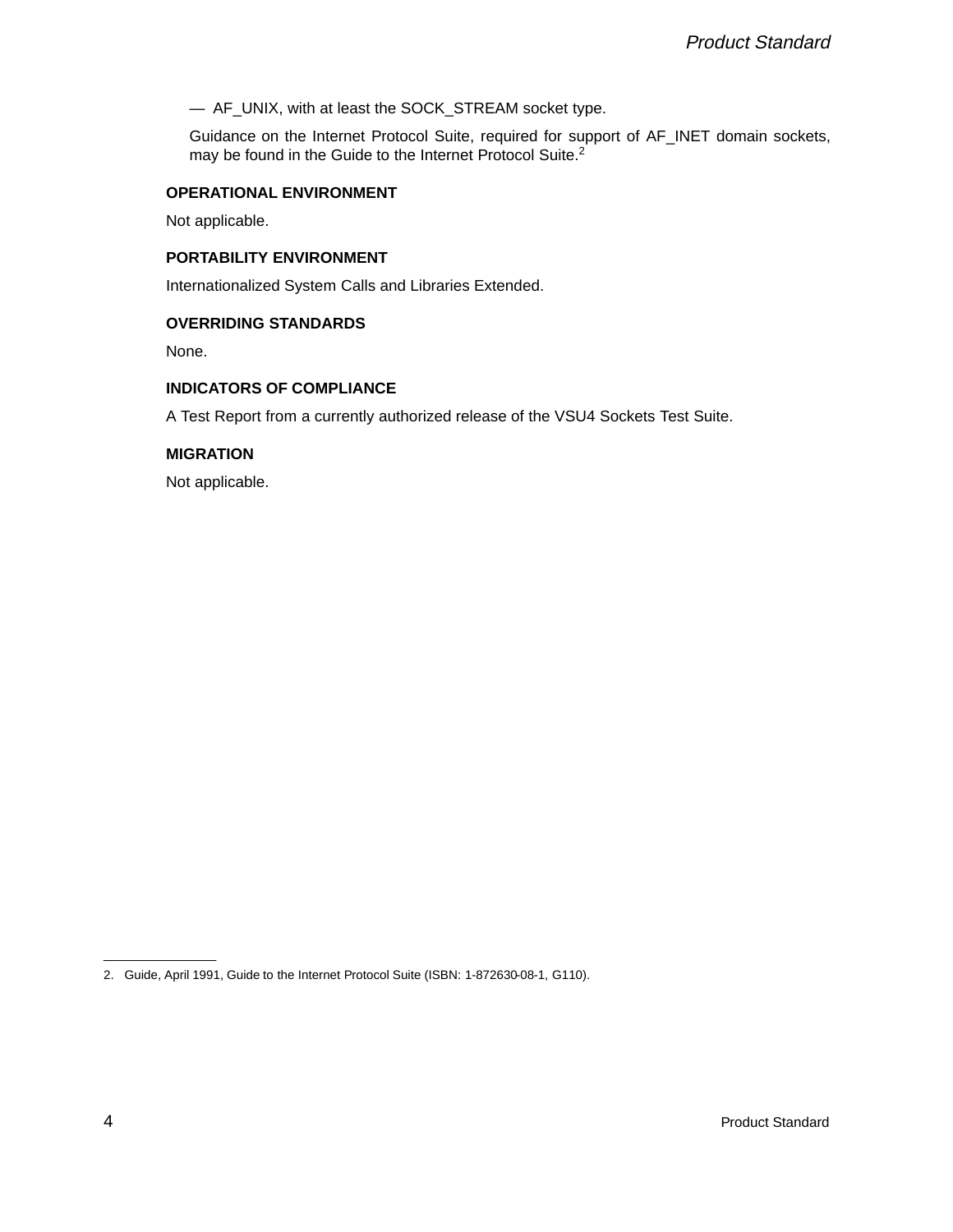— AF_UNIX, with at least the SOCK_STREAM socket type.

Guidance on the Internet Protocol Suite, required for support of AF_INET domain sockets, may be found in the Guide to the Internet Protocol Suite.[2]

**OPERATIONAL ENVIRONMENT**

Not applicable.

**PORTABILITY ENVIRONMENT**

Internationalized System Calls and Libraries Extended.

**OVERRIDING STANDARDS**

None.

**INDICATORS OF COMPLIANCE**

A Test Report from a currently authorized release of the VSU4 Sockets Test Suite.

**MIGRATION**

Not applicable.

---

2. Guide, April 1991, Guide to the Internet Protocol Suite (ISBN: 1-872630-08-1, G110).